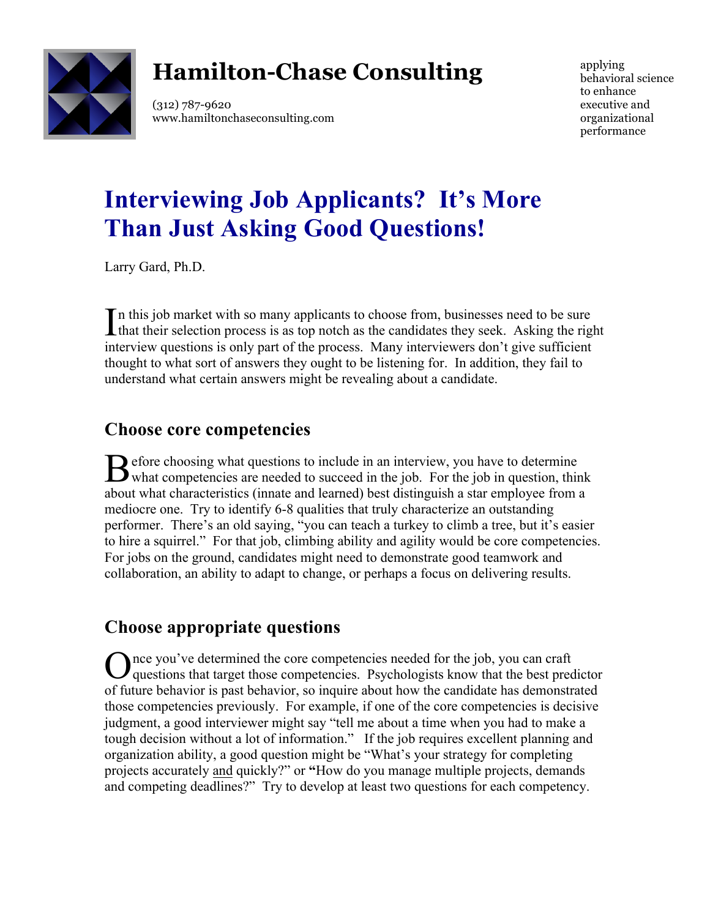# Hamilton-Chase Consulting

(312) 787-9620
www.hamiltonchaseconsulting.com

applying behavioral science to enhance executive and organizational performance

# Interviewing Job Applicants? It's More Than Just Asking Good Questions!

Larry Gard, Ph.D.

In this job market with so many applicants to choose from, businesses need to be sure that their selection process is as top notch as the candidates they seek. Asking the right interview questions is only part of the process. Many interviewers don't give sufficient thought to what sort of answers they ought to be listening for. In addition, they fail to understand what certain answers might be revealing about a candidate.

## Choose core competencies

Before choosing what questions to include in an interview, you have to determine what competencies are needed to succeed in the job. For the job in question, think about what characteristics (innate and learned) best distinguish a star employee from a mediocre one. Try to identify 6-8 qualities that truly characterize an outstanding performer. There's an old saying, "you can teach a turkey to climb a tree, but it's easier to hire a squirrel." For that job, climbing ability and agility would be core competencies. For jobs on the ground, candidates might need to demonstrate good teamwork and collaboration, an ability to adapt to change, or perhaps a focus on delivering results.

## Choose appropriate questions

Once you've determined the core competencies needed for the job, you can craft questions that target those competencies. Psychologists know that the best predictor of future behavior is past behavior, so inquire about how the candidate has demonstrated those competencies previously. For example, if one of the core competencies is decisive judgment, a good interviewer might say "tell me about a time when you had to make a tough decision without a lot of information." If the job requires excellent planning and organization ability, a good question might be "What's your strategy for completing projects accurately and quickly?" or "How do you manage multiple projects, demands and competing deadlines?" Try to develop at least two questions for each competency.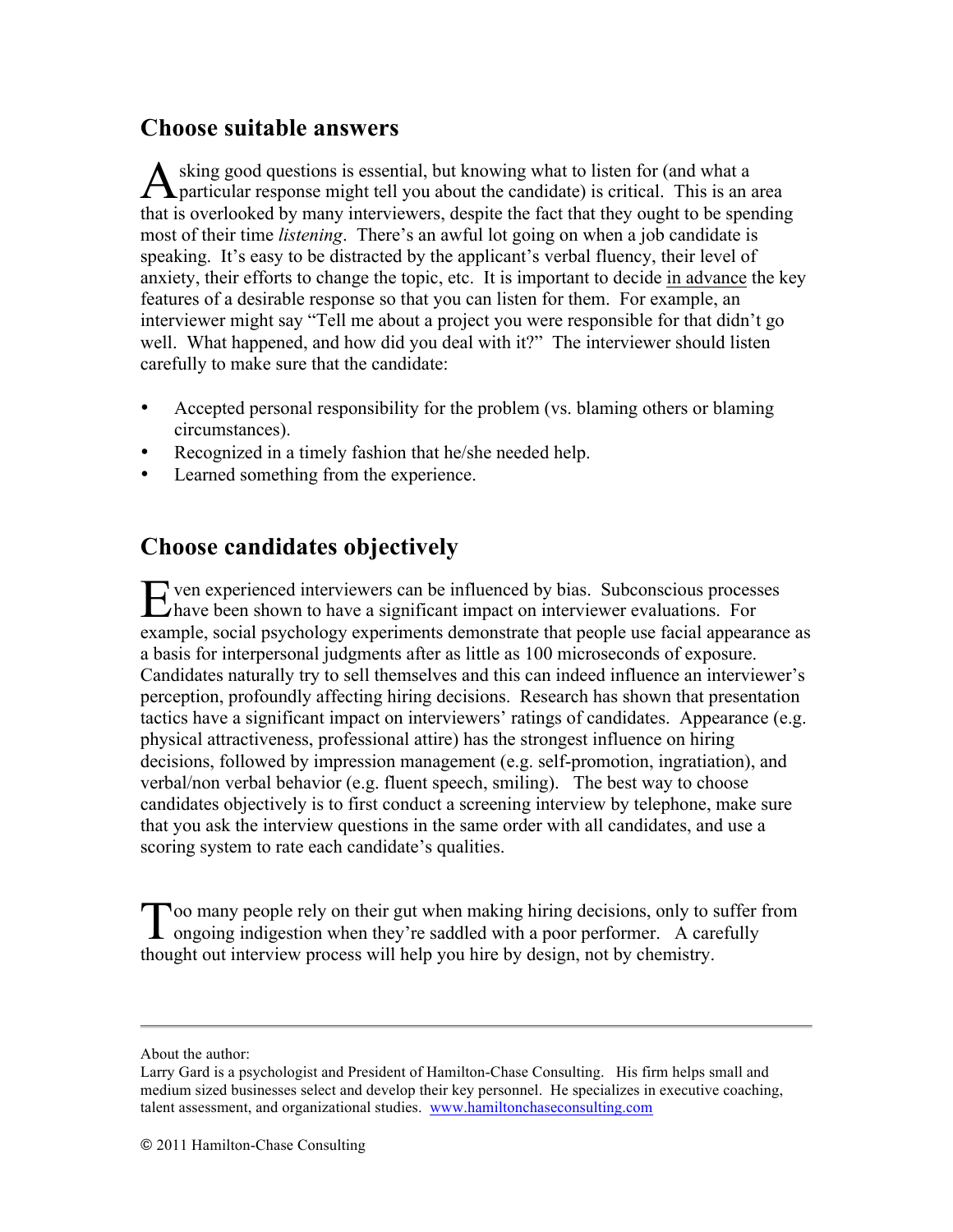## Choose suitable answers

Asking good questions is essential, but knowing what to listen for (and what a particular response might tell you about the candidate) is critical. This is an area that is overlooked by many interviewers, despite the fact that they ought to be spending most of their time *listening*. There's an awful lot going on when a job candidate is speaking. It's easy to be distracted by the applicant's verbal fluency, their level of anxiety, their efforts to change the topic, etc. It is important to decide <u>in advance</u> the key features of a desirable response so that you can listen for them. For example, an interviewer might say "Tell me about a project you were responsible for that didn't go well. What happened, and how did you deal with it?" The interviewer should listen carefully to make sure that the candidate:

- Accepted personal responsibility for the problem (vs. blaming others or blaming circumstances).
- Recognized in a timely fashion that he/she needed help.
- Learned something from the experience.

## Choose candidates objectively

Even experienced interviewers can be influenced by bias. Subconscious processes have been shown to have a significant impact on interviewer evaluations. For example, social psychology experiments demonstrate that people use facial appearance as a basis for interpersonal judgments after as little as 100 microseconds of exposure. Candidates naturally try to sell themselves and this can indeed influence an interviewer's perception, profoundly affecting hiring decisions. Research has shown that presentation tactics have a significant impact on interviewers' ratings of candidates. Appearance (e.g. physical attractiveness, professional attire) has the strongest influence on hiring decisions, followed by impression management (e.g. self-promotion, ingratiation), and verbal/non verbal behavior (e.g. fluent speech, smiling). The best way to choose candidates objectively is to first conduct a screening interview by telephone, make sure that you ask the interview questions in the same order with all candidates, and use a scoring system to rate each candidate's qualities.

Too many people rely on their gut when making hiring decisions, only to suffer from ongoing indigestion when they're saddled with a poor performer. A carefully thought out interview process will help you hire by design, not by chemistry.

---

About the author:
Larry Gard is a psychologist and President of Hamilton-Chase Consulting. His firm helps small and medium sized businesses select and develop their key personnel. He specializes in executive coaching, talent assessment, and organizational studies. [www.hamiltonchaseconsulting.com](http://www.hamiltonchaseconsulting.com)

© 2011 Hamilton-Chase Consulting